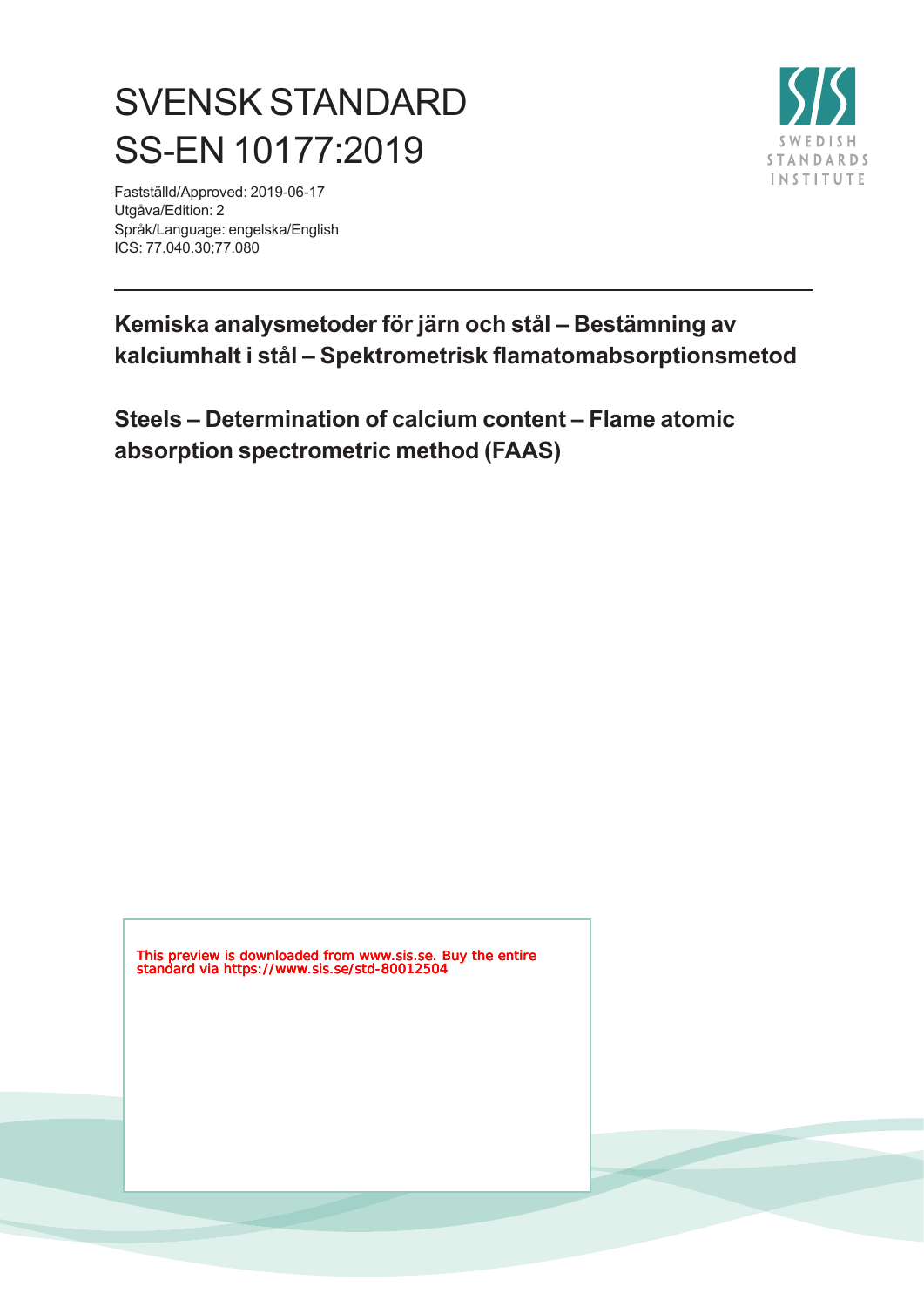# SVENSK STANDARD
# SS-EN 10177:2019

Fastställd/Approved: 2019-06-17
Utgåva/Edition: 2
Språk/Language: engelska/English
ICS: 77.040.30;77.080

## Kemiska analysmetoder för järn och stål – Bestämning av kalciumhalt i stål – Spektrometrisk flamatomabsorptionsmetod

## Steels – Determination of calcium content – Flame atomic absorption spectrometric method (FAAS)

This preview is downloaded from www.sis.se. Buy the entire standard via https://www.sis.se/std-80012504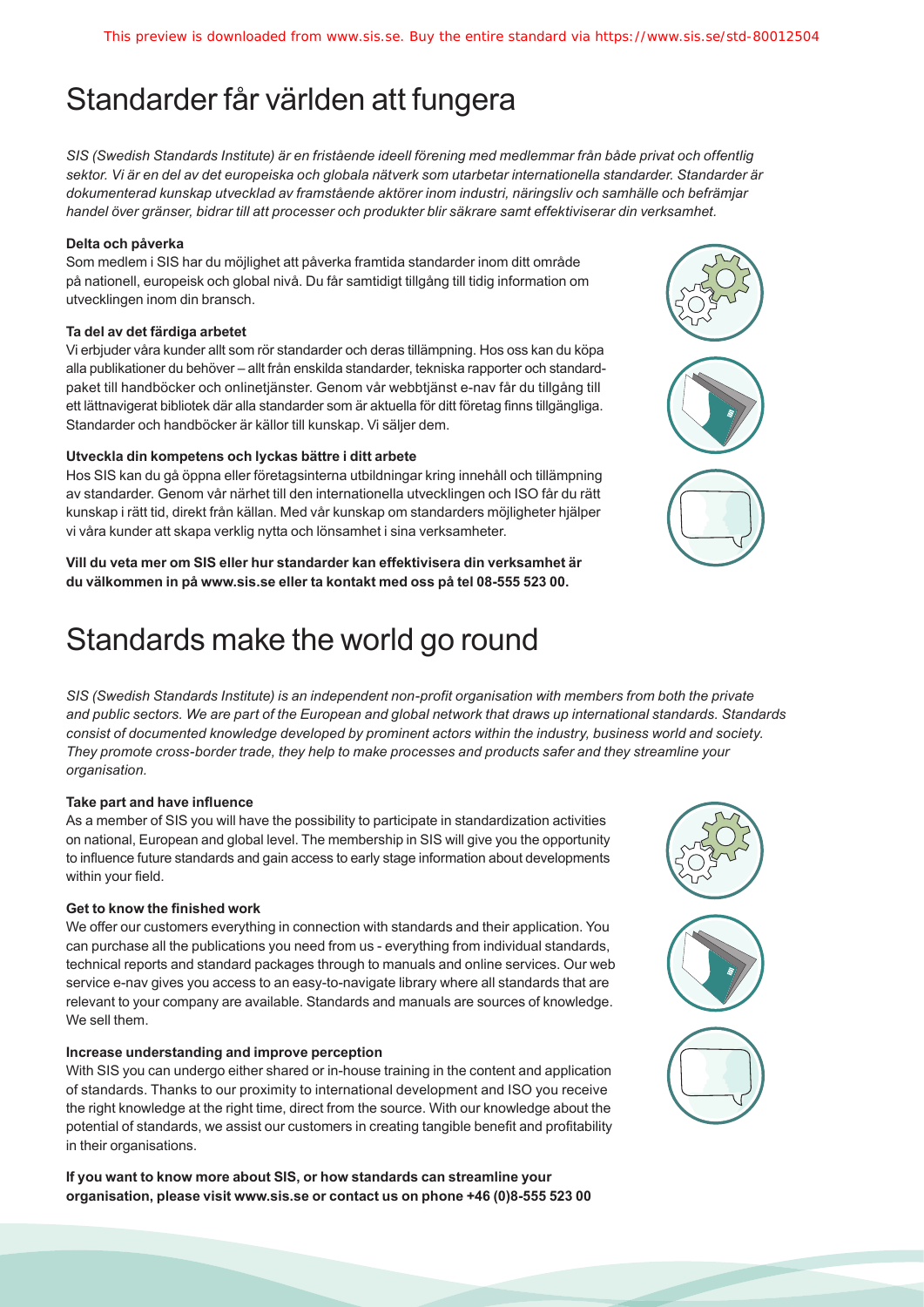# Standarder får världen att fungera

*SIS (Swedish Standards Institute) är en fristående ideell förening med medlemmar från både privat och offentlig sektor. Vi är en del av det europeiska och globala nätverk som utarbetar internationella standarder. Standarder är dokumenterad kunskap utvecklad av framstående aktörer inom industri, näringsliv och samhälle och befrämjar handel över gränser, bidrar till att processer och produkter blir säkrare samt effektiviserar din verksamhet.*

**Delta och påverka**

Som medlem i SIS har du möjlighet att påverka framtida standarder inom ditt område på nationell, europeisk och global nivå. Du får samtidigt tillgång till tidig information om utvecklingen inom din bransch.

**Ta del av det färdiga arbetet**

Vi erbjuder våra kunder allt som rör standarder och deras tillämpning. Hos oss kan du köpa alla publikationer du behöver – allt från enskilda standarder, tekniska rapporter och standardpaket till handböcker och onlinetjänster. Genom vår webbtjänst e-nav får du tillgång till ett lättnavigerat bibliotek där alla standarder som är aktuella för ditt företag finns tillgängliga. Standarder och handböcker är källor till kunskap. Vi säljer dem.

**Utveckla din kompetens och lyckas bättre i ditt arbete**

Hos SIS kan du gå öppna eller företagsinterna utbildningar kring innehåll och tillämpning av standarder. Genom vår närhet till den internationella utvecklingen och ISO får du rätt kunskap i rätt tid, direkt från källan. Med vår kunskap om standarders möjligheter hjälper vi våra kunder att skapa verklig nytta och lönsamhet i sina verksamheter.

**Vill du veta mer om SIS eller hur standarder kan effektivisera din verksamhet är du välkommen in på www.sis.se eller ta kontakt med oss på tel 08-555 523 00.**

# Standards make the world go round

*SIS (Swedish Standards Institute) is an independent non-profit organisation with members from both the private and public sectors. We are part of the European and global network that draws up international standards. Standards consist of documented knowledge developed by prominent actors within the industry, business world and society. They promote cross-border trade, they help to make processes and products safer and they streamline your organisation.*

**Take part and have influence**

As a member of SIS you will have the possibility to participate in standardization activities on national, European and global level. The membership in SIS will give you the opportunity to influence future standards and gain access to early stage information about developments within your field.

**Get to know the finished work**

We offer our customers everything in connection with standards and their application. You can purchase all the publications you need from us - everything from individual standards, technical reports and standard packages through to manuals and online services. Our web service e-nav gives you access to an easy-to-navigate library where all standards that are relevant to your company are available. Standards and manuals are sources of knowledge. We sell them.

**Increase understanding and improve perception**

With SIS you can undergo either shared or in-house training in the content and application of standards. Thanks to our proximity to international development and ISO you receive the right knowledge at the right time, direct from the source. With our knowledge about the potential of standards, we assist our customers in creating tangible benefit and profitability in their organisations.

**If you want to know more about SIS, or how standards can streamline your organisation, please visit www.sis.se or contact us on phone +46 (0)8-555 523 00**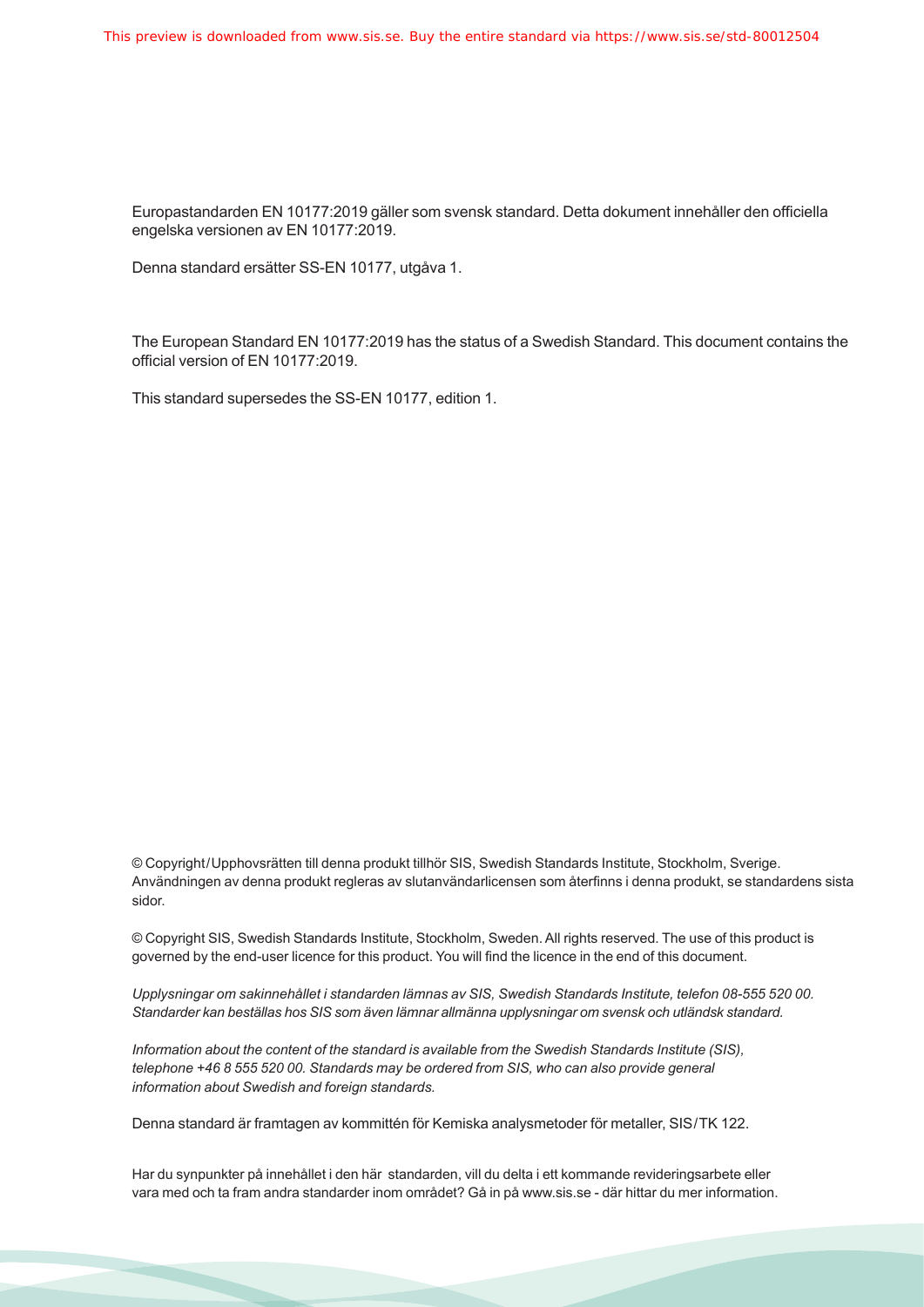Europastandarden EN 10177:2019 gäller som svensk standard. Detta dokument innehåller den officiella engelska versionen av EN 10177:2019.

Denna standard ersätter SS-EN 10177, utgåva 1.

The European Standard EN 10177:2019 has the status of a Swedish Standard. This document contains the official version of EN 10177:2019.

This standard supersedes the SS-EN 10177, edition 1.

© Copyright/Upphovsrätten till denna produkt tillhör SIS, Swedish Standards Institute, Stockholm, Sverige. Användningen av denna produkt regleras av slutanvändarlicensen som återfinns i denna produkt, se standardens sista sidor.

© Copyright SIS, Swedish Standards Institute, Stockholm, Sweden. All rights reserved. The use of this product is governed by the end-user licence for this product. You will find the licence in the end of this document.

*Upplysningar om sakinnehållet i standarden lämnas av SIS, Swedish Standards Institute, telefon 08-555 520 00. Standarder kan beställas hos SIS som även lämnar allmänna upplysningar om svensk och utländsk standard.*

*Information about the content of the standard is available from the Swedish Standards Institute (SIS), telephone +46 8 555 520 00. Standards may be ordered from SIS, who can also provide general information about Swedish and foreign standards.*

Denna standard är framtagen av kommittén för Kemiska analysmetoder för metaller, SIS/TK 122.

Har du synpunkter på innehållet i den här standarden, vill du delta i ett kommande revideringsarbete eller vara med och ta fram andra standarder inom området? Gå in på www.sis.se - där hittar du mer information.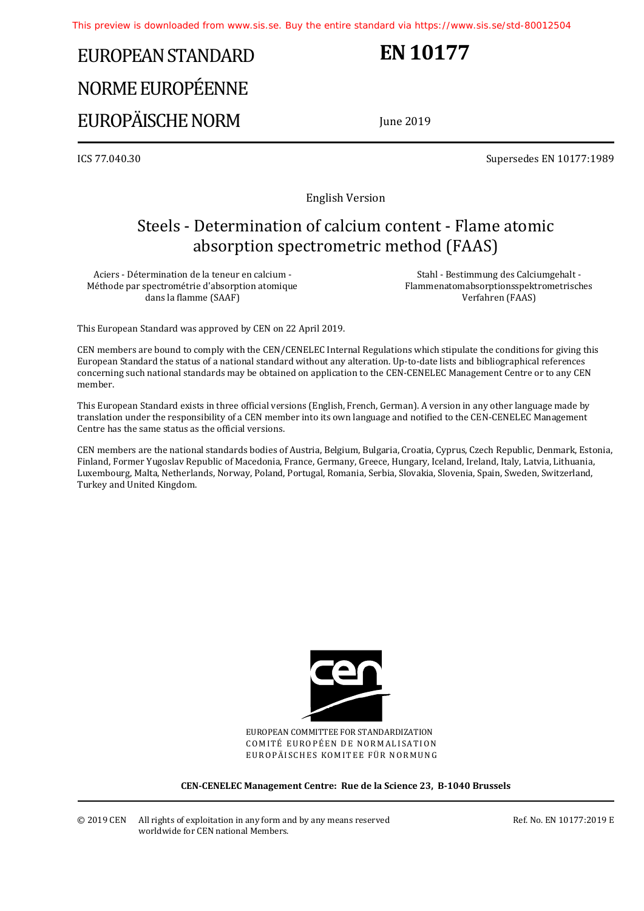# EUROPEAN STANDARD
# NORME EUROPÉENNE
# EUROPÄISCHE NORM

# EN 10177

June 2019

ICS 77.040.30

Supersedes EN 10177:1989

English Version

## Steels - Determination of calcium content - Flame atomic absorption spectrometric method (FAAS)

Aciers - Détermination de la teneur en calcium - Méthode par spectrométrie d'absorption atomique dans la flamme (SAAF)

Stahl - Bestimmung des Calciumgehalt - Flammenatomabsorptionsspektrometrisches Verfahren (FAAS)

This European Standard was approved by CEN on 22 April 2019.

CEN members are bound to comply with the CEN/CENELEC Internal Regulations which stipulate the conditions for giving this European Standard the status of a national standard without any alteration. Up-to-date lists and bibliographical references concerning such national standards may be obtained on application to the CEN-CENELEC Management Centre or to any CEN member.

This European Standard exists in three official versions (English, French, German). A version in any other language made by translation under the responsibility of a CEN member into its own language and notified to the CEN-CENELEC Management Centre has the same status as the official versions.

CEN members are the national standards bodies of Austria, Belgium, Bulgaria, Croatia, Cyprus, Czech Republic, Denmark, Estonia, Finland, Former Yugoslav Republic of Macedonia, France, Germany, Greece, Hungary, Iceland, Ireland, Italy, Latvia, Lithuania, Luxembourg, Malta, Netherlands, Norway, Poland, Portugal, Romania, Serbia, Slovakia, Slovenia, Spain, Sweden, Switzerland, Turkey and United Kingdom.

EUROPEAN COMMITTEE FOR STANDARDIZATION
COMITÉ EUROPÉEN DE NORMALISATION
EUROPÄISCHES KOMITEE FÜR NORMUNG

**CEN-CENELEC Management Centre: Rue de la Science 23, B-1040 Brussels**

© 2019 CEN All rights of exploitation in any form and by any means reserved worldwide for CEN national Members.

Ref. No. EN 10177:2019 E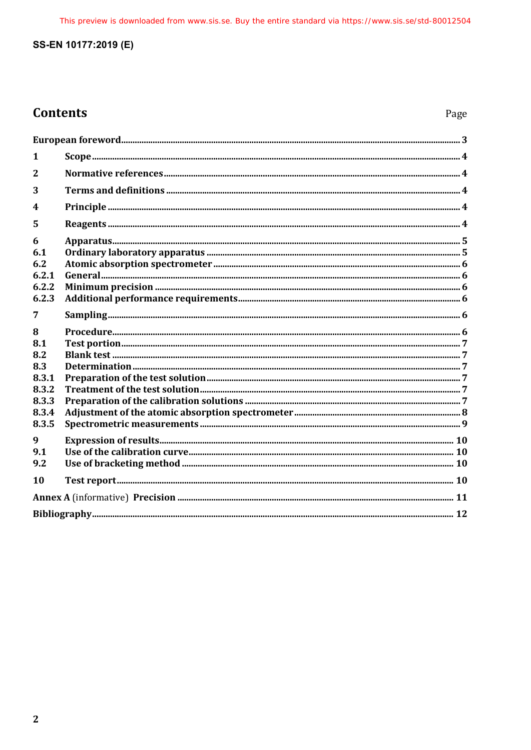# Contents

| | | Page |
|---|---|---|
| **European foreword** | | **3** |
| **1** | **Scope** | **4** |
| **2** | **Normative references** | **4** |
| **3** | **Terms and definitions** | **4** |
| **4** | **Principle** | **4** |
| **5** | **Reagents** | **4** |
| **6** | **Apparatus** | **5** |
| **6.1** | **Ordinary laboratory apparatus** | **5** |
| **6.2** | **Atomic absorption spectrometer** | **6** |
| **6.2.1** | **General** | **6** |
| **6.2.2** | **Minimum precision** | **6** |
| **6.2.3** | **Additional performance requirements** | **6** |
| **7** | **Sampling** | **6** |
| **8** | **Procedure** | **6** |
| **8.1** | **Test portion** | **7** |
| **8.2** | **Blank test** | **7** |
| **8.3** | **Determination** | **7** |
| **8.3.1** | **Preparation of the test solution** | **7** |
| **8.3.2** | **Treatment of the test solution** | **7** |
| **8.3.3** | **Preparation of the calibration solutions** | **7** |
| **8.3.4** | **Adjustment of the atomic absorption spectrometer** | **8** |
| **8.3.5** | **Spectrometric measurements** | **9** |
| **9** | **Expression of results** | **10** |
| **9.1** | **Use of the calibration curve** | **10** |
| **9.2** | **Use of bracketing method** | **10** |
| **10** | **Test report** | **10** |
| **Annex A** (informative) **Precision** | | **11** |
| **Bibliography** | | **12** |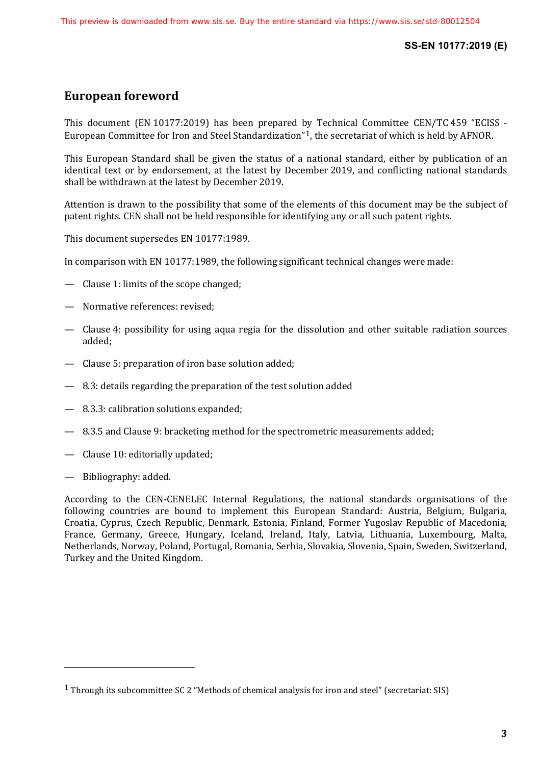## European foreword

This document (EN 10177:2019) has been prepared by Technical Committee CEN/TC 459 "ECISS - European Committee for Iron and Steel Standardization"[1], the secretariat of which is held by AFNOR.

This European Standard shall be given the status of a national standard, either by publication of an identical text or by endorsement, at the latest by December 2019, and conflicting national standards shall be withdrawn at the latest by December 2019.

Attention is drawn to the possibility that some of the elements of this document may be the subject of patent rights. CEN shall not be held responsible for identifying any or all such patent rights.

This document supersedes EN 10177:1989.

In comparison with EN 10177:1989, the following significant technical changes were made:

- Clause 1: limits of the scope changed;
- Normative references: revised;
- Clause 4: possibility for using aqua regia for the dissolution and other suitable radiation sources added;
- Clause 5: preparation of iron base solution added;
- 8.3: details regarding the preparation of the test solution added
- 8.3.3: calibration solutions expanded;
- 8.3.5 and Clause 9: bracketing method for the spectrometric measurements added;
- Clause 10: editorially updated;
- Bibliography: added.

According to the CEN-CENELEC Internal Regulations, the national standards organisations of the following countries are bound to implement this European Standard: Austria, Belgium, Bulgaria, Croatia, Cyprus, Czech Republic, Denmark, Estonia, Finland, Former Yugoslav Republic of Macedonia, France, Germany, Greece, Hungary, Iceland, Ireland, Italy, Latvia, Lithuania, Luxembourg, Malta, Netherlands, Norway, Poland, Portugal, Romania, Serbia, Slovakia, Slovenia, Spain, Sweden, Switzerland, Turkey and the United Kingdom.

---

[1] Through its subcommittee SC 2 "Methods of chemical analysis for iron and steel" (secretariat: SIS)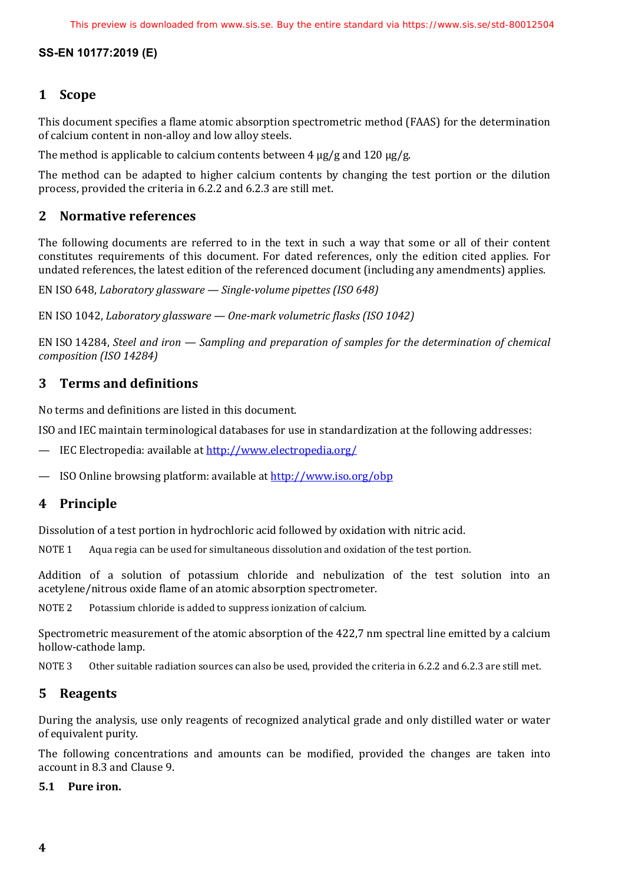## 1 Scope

This document specifies a flame atomic absorption spectrometric method (FAAS) for the determination of calcium content in non-alloy and low alloy steels.

The method is applicable to calcium contents between 4 µg/g and 120 µg/g.

The method can be adapted to higher calcium contents by changing the test portion or the dilution process, provided the criteria in 6.2.2 and 6.2.3 are still met.

## 2 Normative references

The following documents are referred to in the text in such a way that some or all of their content constitutes requirements of this document. For dated references, only the edition cited applies. For undated references, the latest edition of the referenced document (including any amendments) applies.

EN ISO 648, *Laboratory glassware — Single-volume pipettes (ISO 648)*

EN ISO 1042, *Laboratory glassware — One-mark volumetric flasks (ISO 1042)*

EN ISO 14284, *Steel and iron — Sampling and preparation of samples for the determination of chemical composition (ISO 14284)*

## 3 Terms and definitions

No terms and definitions are listed in this document.

ISO and IEC maintain terminological databases for use in standardization at the following addresses:

— IEC Electropedia: available at http://www.electropedia.org/

— ISO Online browsing platform: available at http://www.iso.org/obp

## 4 Principle

Dissolution of a test portion in hydrochloric acid followed by oxidation with nitric acid.

NOTE 1 Aqua regia can be used for simultaneous dissolution and oxidation of the test portion.

Addition of a solution of potassium chloride and nebulization of the test solution into an acetylene/nitrous oxide flame of an atomic absorption spectrometer.

NOTE 2 Potassium chloride is added to suppress ionization of calcium.

Spectrometric measurement of the atomic absorption of the 422,7 nm spectral line emitted by a calcium hollow-cathode lamp.

NOTE 3 Other suitable radiation sources can also be used, provided the criteria in 6.2.2 and 6.2.3 are still met.

## 5 Reagents

During the analysis, use only reagents of recognized analytical grade and only distilled water or water of equivalent purity.

The following concentrations and amounts can be modified, provided the changes are taken into account in 8.3 and Clause 9.

### 5.1 Pure iron.